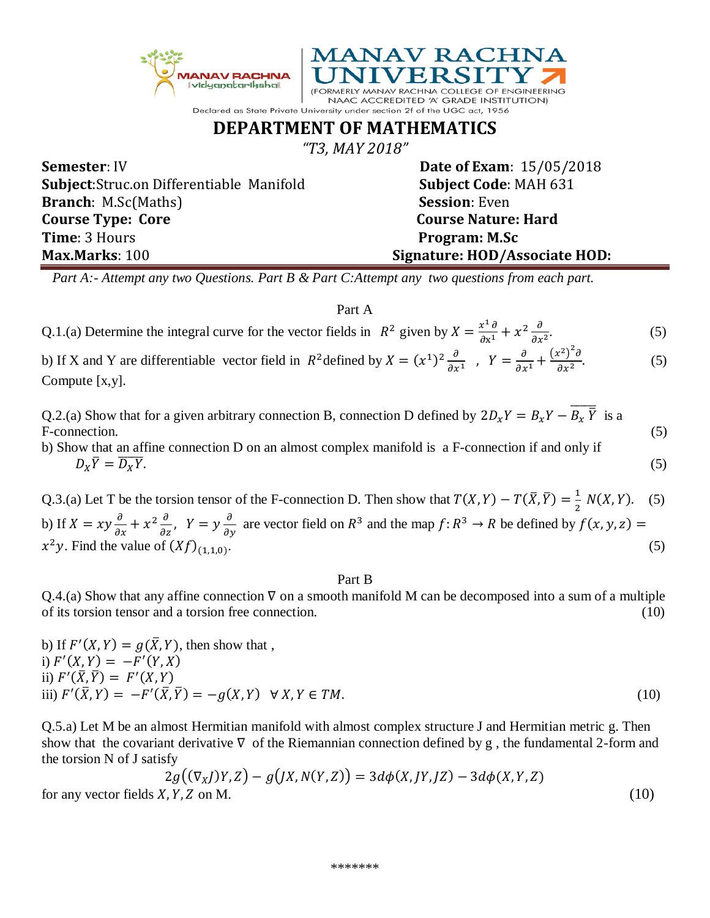MANAV RACHNA vidyanatariksha

# MANAV RACHNA UNIVERSITY

(FORMERLY MANAV RACHNA COLLEGE OF ENGINEERING NAAC ACCREDITED 'A' GRADE INSTITUTION)

Declared as State Private University under section 2f of the UGC act, 1956

## DEPARTMENT OF MATHEMATICS

*"T3, MAY 2018"*

| | |
|---|---|
| **Semester**: IV | **Date of Exam**: 15/05/2018 |
| **Subject**:Struc.on Differentiable Manifold | **Subject Code**: MAH 631 |
| **Branch**: M.Sc(Maths) | **Session**: Even |
| **Course Type: Core** | **Course Nature: Hard** |
| **Time**: 3 Hours | **Program: M.Sc** |
| **Max.Marks**: 100 | **Signature: HOD/Associate HOD:** |

*Part A:- Attempt any two Questions. Part B & Part C:Attempt any two questions from each part.*

### Part A

Q.1.(a) Determine the integral curve for the vector fields in $R^2$ given by $X = \frac{x^1 \partial}{\partial x^1} + x^2 \frac{\partial}{\partial x^2}$. (5)

b) If X and Y are differentiable vector field in $R^2$defined by $X = (x^1)^2 \frac{\partial}{\partial x^1}$ , $Y = \frac{\partial}{\partial x^1} + \frac{(x^2)^2 \partial}{\partial x^2}$. (5)
Compute [x,y].

Q.2.(a) Show that for a given arbitrary connection B, connection D defined by $2D_x Y = B_x Y - \overline{B_x \bar{Y}}$ is a F-connection. (5)

b) Show that an affine connection D on an almost complex manifold is a F-connection if and only if $D_X \bar{Y} = \overline{D_X Y}$. (5)

Q.3.(a) Let T be the torsion tensor of the F-connection D. Then show that $T(X,Y) - T(\bar{X}, \bar{Y}) = \frac{1}{2} N(X,Y)$. (5)

b) If $X = xy \frac{\partial}{\partial x} + x^2 \frac{\partial}{\partial z}$, $Y = y \frac{\partial}{\partial y}$ are vector field on $R^3$ and the map $f: R^3 \to R$ be defined by $f(x,y,z) = x^2 y$. Find the value of $(Xf)_{(1,1,0)}$. (5)

### Part B

Q.4.(a) Show that any affine connection $\nabla$ on a smooth manifold M can be decomposed into a sum of a multiple of its torsion tensor and a torsion free connection. (10)

b) If $F'(X,Y) = g(\bar{X}, Y)$, then show that ,
i) $F'(X,Y) = -F'(Y,X)$
ii) $F'(\bar{X}, \bar{Y}) = F'(X,Y)$
iii) $F'(\bar{X}, Y) = -F'(\bar{X}, \bar{Y}) = -g(X,Y) \quad \forall X, Y \in TM.$ (10)

Q.5.a) Let M be an almost Hermitian manifold with almost complex structure J and Hermitian metric g. Then show that the covariant derivative $\nabla$ of the Riemannian connection defined by g , the fundamental 2-form and the torsion N of J satisfy

$$2g\big((\nabla_X J)Y, Z\big) - g\big(JX, N(Y,Z)\big) = 3d\phi(X, JY, JZ) - 3d\phi(X,Y,Z)$$

for any vector fields $X, Y, Z$ on M. (10)

*******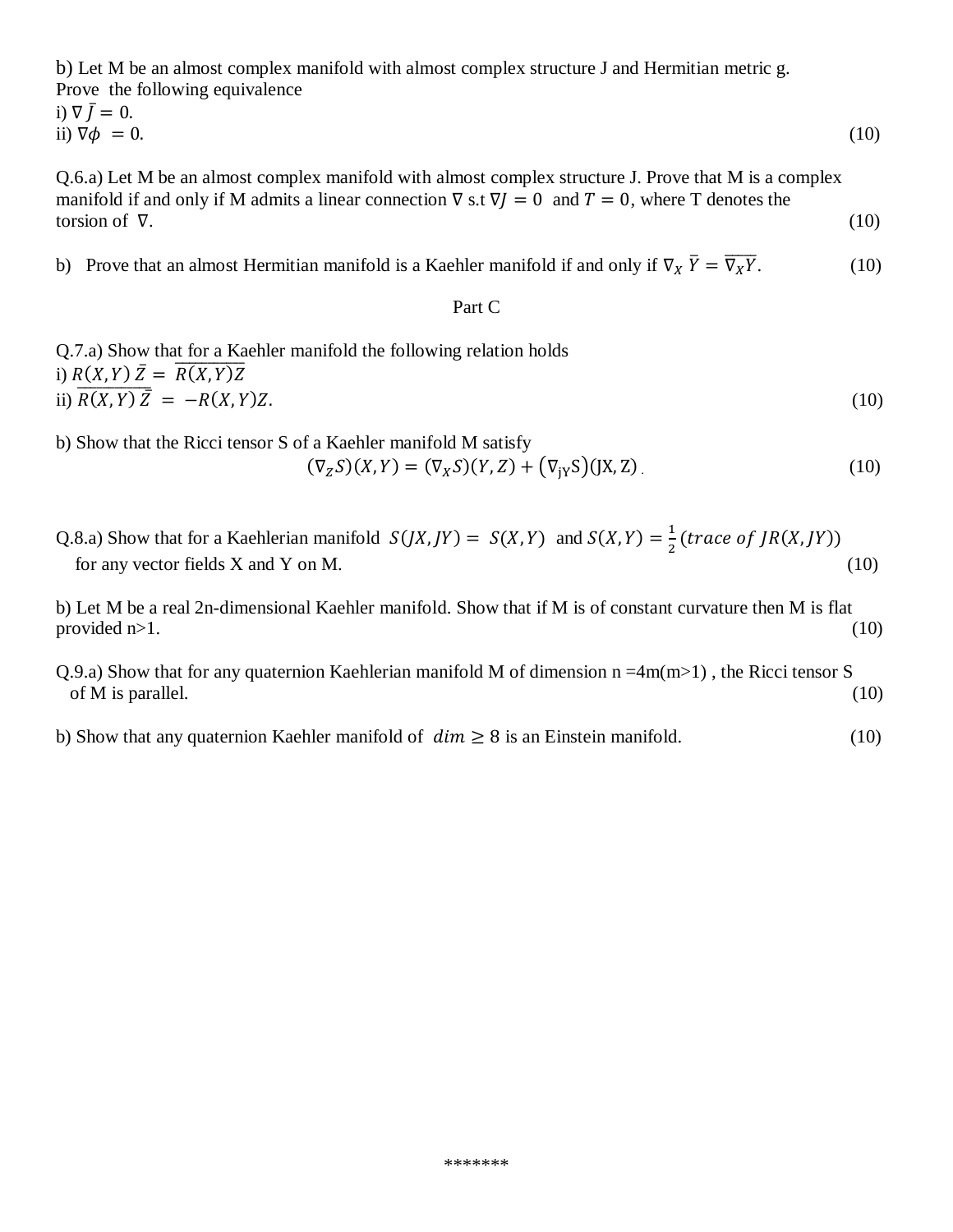b) Let M be an almost complex manifold with almost complex structure J and Hermitian metric g. Prove the following equivalence

i) $\nabla \bar{J} = 0$.

ii) $\nabla \phi = 0$. (10)

Q.6.a) Let M be an almost complex manifold with almost complex structure J. Prove that M is a complex manifold if and only if M admits a linear connection $\nabla$ s.t $\nabla J = 0$ and $T = 0$, where T denotes the torsion of $\nabla$. (10)

b) Prove that an almost Hermitian manifold is a Kaehler manifold if and only if $\nabla_X \bar{Y} = \overline{\nabla_X Y}$. (10)

## Part C

Q.7.a) Show that for a Kaehler manifold the following relation holds

i) $R(X,Y)\bar{Z} = \overline{R(X,Y)Z}$

ii) $\overline{R(X,Y)\bar{Z}} = -R(X,Y)Z$. (10)

b) Show that the Ricci tensor S of a Kaehler manifold M satisfy

$$(\nabla_Z S)(X,Y) = (\nabla_X S)(Y,Z) + (\nabla_{JY} S)(JX, Z)$$ (10)

Q.8.a) Show that for a Kaehlerian manifold $S(JX,JY) = S(X,Y)$ and $S(X,Y) = \frac{1}{2}(trace\ of\ JR(X,JY))$ for any vector fields X and Y on M. (10)

b) Let M be a real 2n-dimensional Kaehler manifold. Show that if M is of constant curvature then M is flat provided n>1. (10)

Q.9.a) Show that for any quaternion Kaehlerian manifold M of dimension n =4m(m>1) , the Ricci tensor S of M is parallel. (10)

b) Show that any quaternion Kaehler manifold of $dim \geq 8$ is an Einstein manifold. (10)

*******